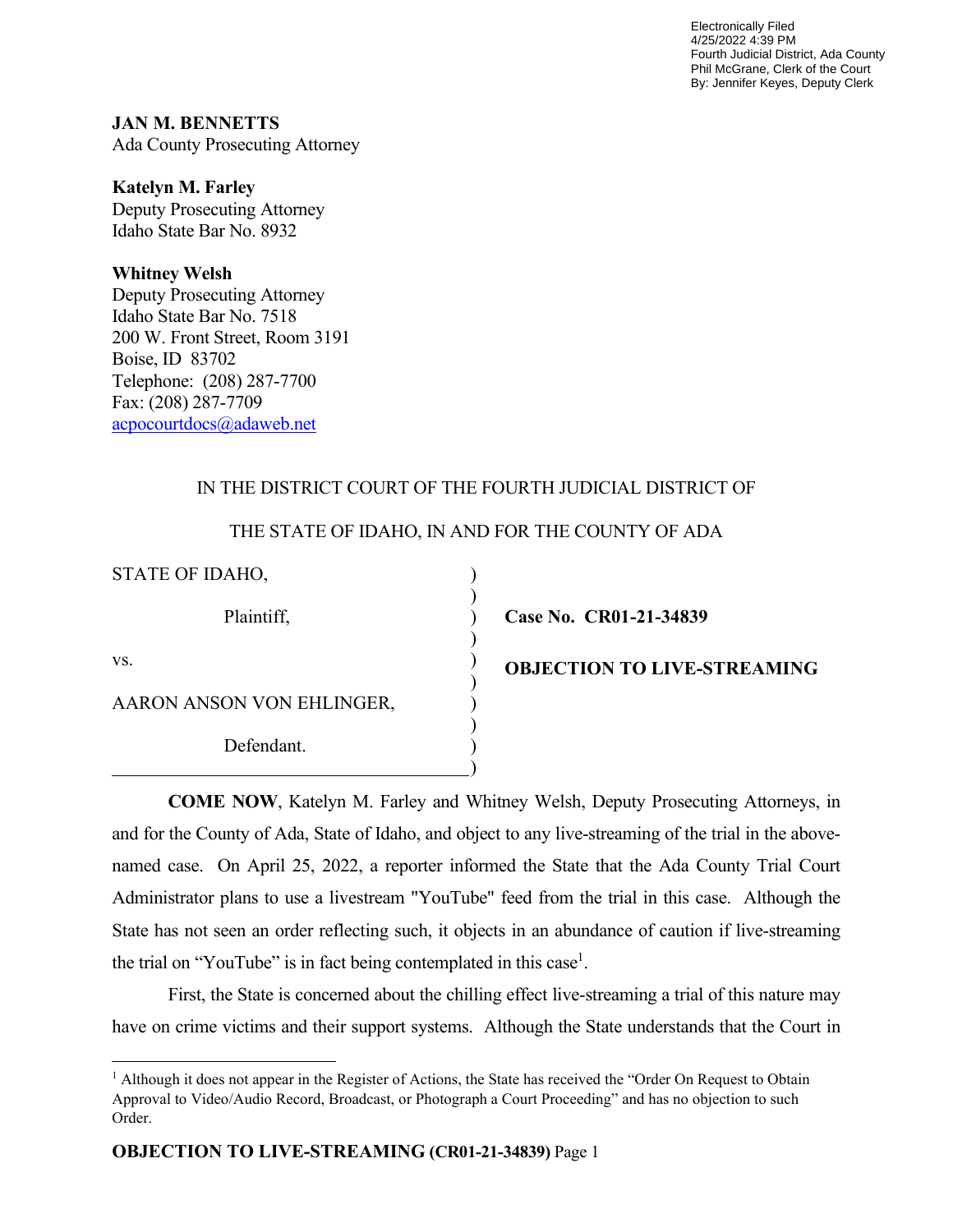Electronically Filed
4/25/2022 4:39 PM
Fourth Judicial District, Ada County
Phil McGrane, Clerk of the Court
By: Jennifer Keyes, Deputy Clerk

**JAN M. BENNETTS**
Ada County Prosecuting Attorney

**Katelyn M. Farley**
Deputy Prosecuting Attorney
Idaho State Bar No. 8932

**Whitney Welsh**
Deputy Prosecuting Attorney
Idaho State Bar No. 7518
200 W. Front Street, Room 3191
Boise, ID 83702
Telephone: (208) 287-7700
Fax: (208) 287-7709
acpocourtdocs@adaweb.net

IN THE DISTRICT COURT OF THE FOURTH JUDICIAL DISTRICT OF

THE STATE OF IDAHO, IN AND FOR THE COUNTY OF ADA

STATE OF IDAHO,

Plaintiff,

vs.

AARON ANSON VON EHLINGER,

Defendant.

**Case No. CR01-21-34839**

**OBJECTION TO LIVE-STREAMING**

**COME NOW**, Katelyn M. Farley and Whitney Welsh, Deputy Prosecuting Attorneys, in and for the County of Ada, State of Idaho, and object to any live-streaming of the trial in the above-named case. On April 25, 2022, a reporter informed the State that the Ada County Trial Court Administrator plans to use a livestream "YouTube" feed from the trial in this case. Although the State has not seen an order reflecting such, it objects in an abundance of caution if live-streaming the trial on "YouTube" is in fact being contemplated in this case[1].

First, the State is concerned about the chilling effect live-streaming a trial of this nature may have on crime victims and their support systems. Although the State understands that the Court in

[1] Although it does not appear in the Register of Actions, the State has received the "Order On Request to Obtain Approval to Video/Audio Record, Broadcast, or Photograph a Court Proceeding" and has no objection to such Order.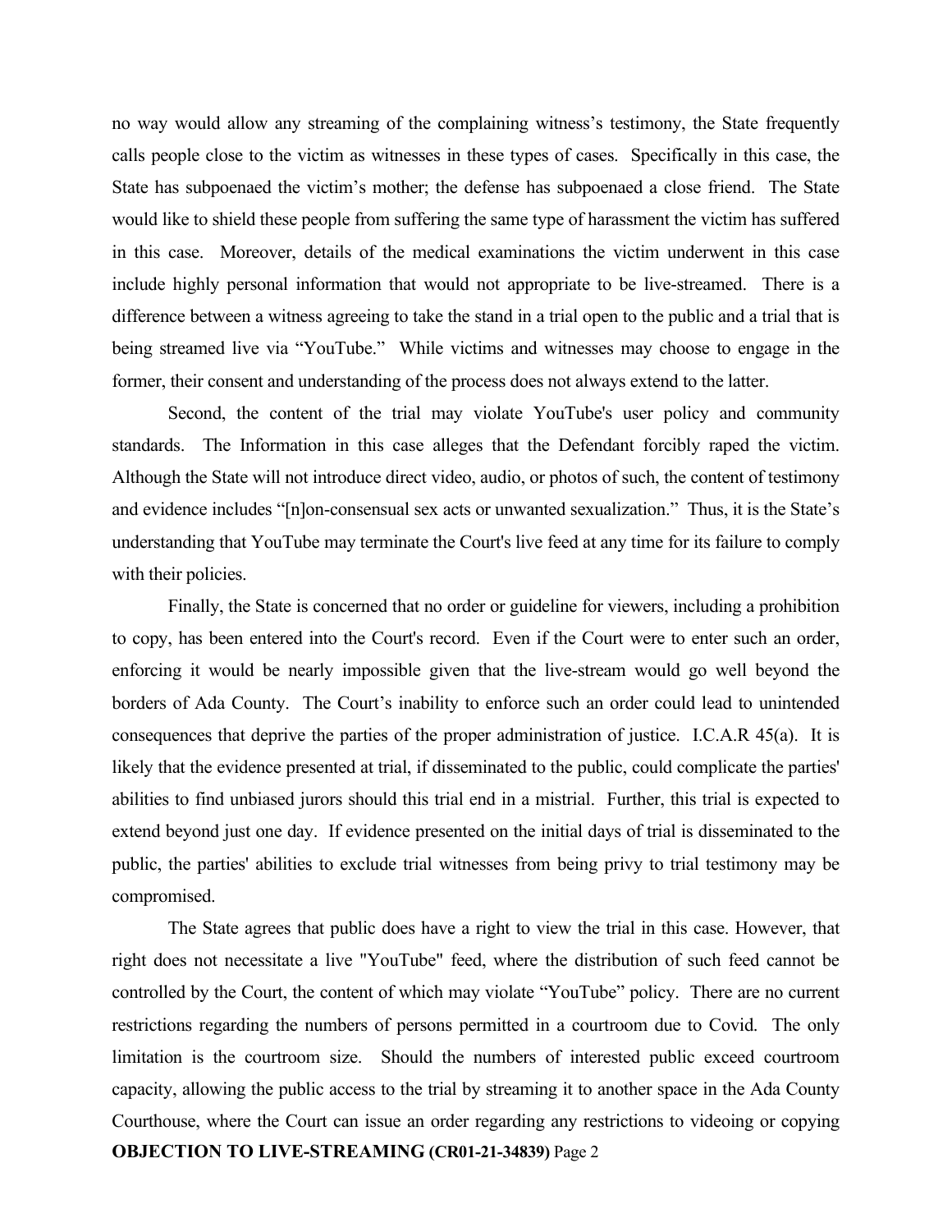no way would allow any streaming of the complaining witness's testimony, the State frequently calls people close to the victim as witnesses in these types of cases. Specifically in this case, the State has subpoenaed the victim's mother; the defense has subpoenaed a close friend. The State would like to shield these people from suffering the same type of harassment the victim has suffered in this case. Moreover, details of the medical examinations the victim underwent in this case include highly personal information that would not appropriate to be live-streamed. There is a difference between a witness agreeing to take the stand in a trial open to the public and a trial that is being streamed live via "YouTube." While victims and witnesses may choose to engage in the former, their consent and understanding of the process does not always extend to the latter.

Second, the content of the trial may violate YouTube's user policy and community standards. The Information in this case alleges that the Defendant forcibly raped the victim. Although the State will not introduce direct video, audio, or photos of such, the content of testimony and evidence includes "[n]on-consensual sex acts or unwanted sexualization." Thus, it is the State's understanding that YouTube may terminate the Court's live feed at any time for its failure to comply with their policies.

Finally, the State is concerned that no order or guideline for viewers, including a prohibition to copy, has been entered into the Court's record. Even if the Court were to enter such an order, enforcing it would be nearly impossible given that the live-stream would go well beyond the borders of Ada County. The Court's inability to enforce such an order could lead to unintended consequences that deprive the parties of the proper administration of justice. I.C.A.R 45(a). It is likely that the evidence presented at trial, if disseminated to the public, could complicate the parties' abilities to find unbiased jurors should this trial end in a mistrial. Further, this trial is expected to extend beyond just one day. If evidence presented on the initial days of trial is disseminated to the public, the parties' abilities to exclude trial witnesses from being privy to trial testimony may be compromised.

The State agrees that public does have a right to view the trial in this case. However, that right does not necessitate a live "YouTube" feed, where the distribution of such feed cannot be controlled by the Court, the content of which may violate "YouTube" policy. There are no current restrictions regarding the numbers of persons permitted in a courtroom due to Covid. The only limitation is the courtroom size. Should the numbers of interested public exceed courtroom capacity, allowing the public access to the trial by streaming it to another space in the Ada County Courthouse, where the Court can issue an order regarding any restrictions to videoing or copying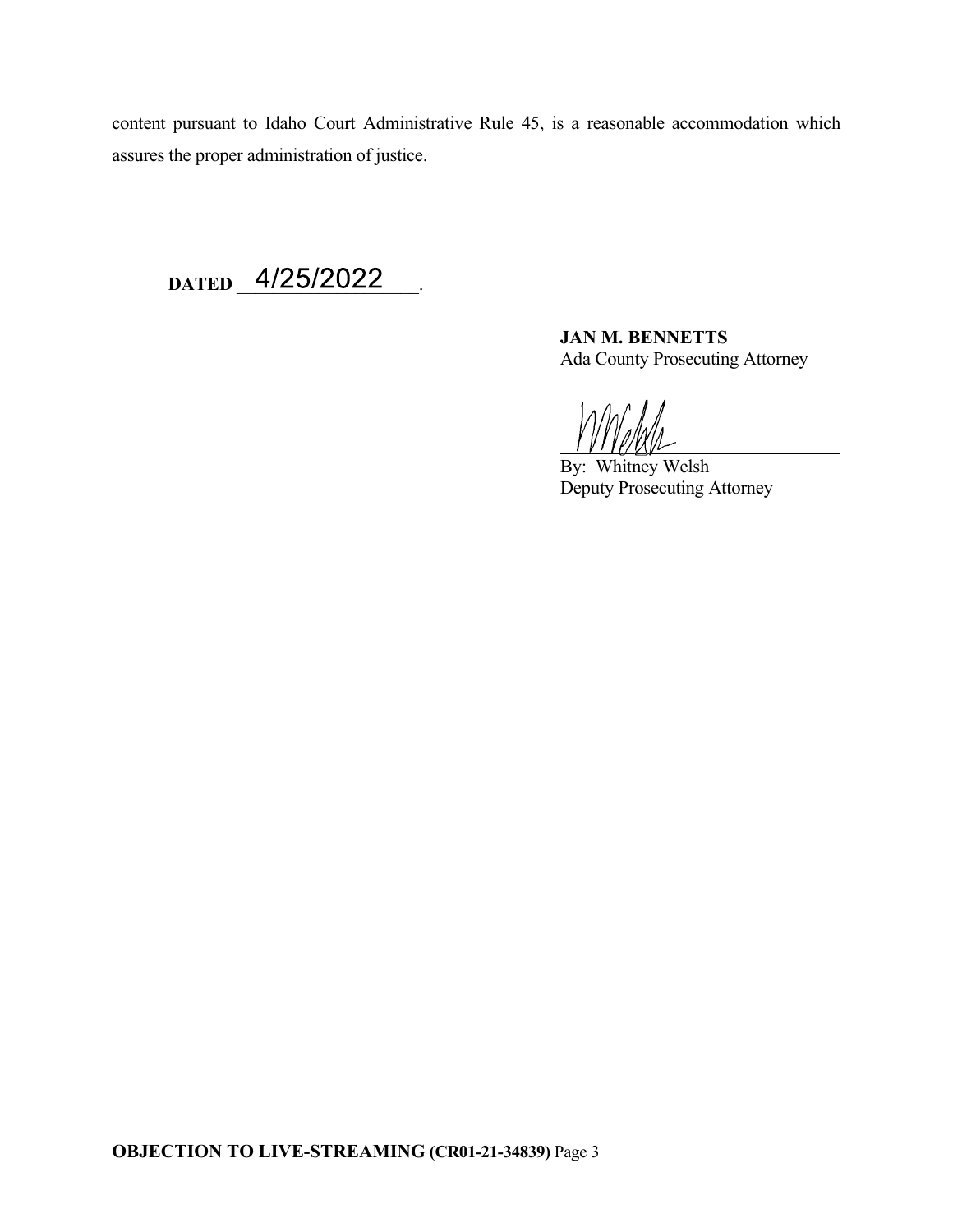content pursuant to Idaho Court Administrative Rule 45, is a reasonable accommodation which assures the proper administration of justice.

**DATED** 4/25/2022.

**JAN M. BENNETTS**
Ada County Prosecuting Attorney

By: Whitney Welsh
Deputy Prosecuting Attorney

**OBJECTION TO LIVE-STREAMING (CR01-21-34839)** Page 3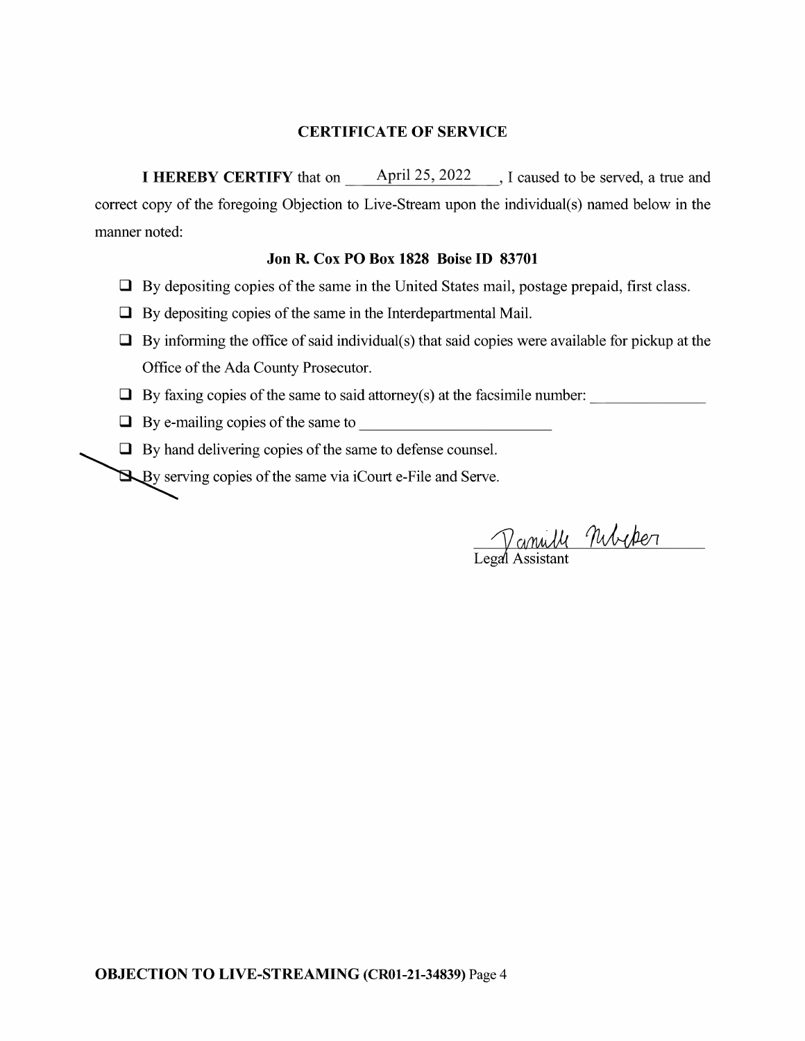## CERTIFICATE OF SERVICE

**I HEREBY CERTIFY** that on April 25, 2022, I caused to be served, a true and correct copy of the foregoing Objection to Live-Stream upon the individual(s) named below in the manner noted:

**Jon R. Cox PO Box 1828 Boise ID 83701**

- ☐ By depositing copies of the same in the United States mail, postage prepaid, first class.
- ☐ By depositing copies of the same in the Interdepartmental Mail.
- ☐ By informing the office of said individual(s) that said copies were available for pickup at the Office of the Ada County Prosecutor.
- ☐ By faxing copies of the same to said attorney(s) at the facsimile number: ______________
- ☐ By e-mailing copies of the same to ________________________
- ☐ By hand delivering copies of the same to defense counsel.
- ☒ By serving copies of the same via iCourt e-File and Serve.

Danielle Weber
Legal Assistant

**OBJECTION TO LIVE-STREAMING (CR01-21-34839)**